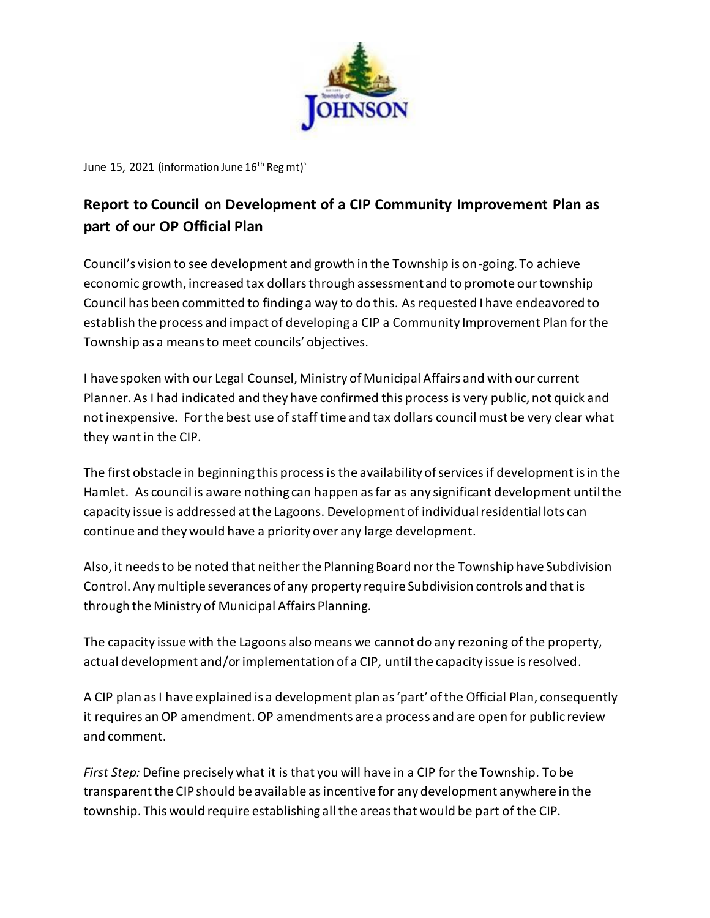June 15, 2021 (information June 16th Reg mt)`

## Report to Council on Development of a CIP Community Improvement Plan as part of our OP Official Plan

Council's vision to see development and growth in the Township is on-going. To achieve economic growth, increased tax dollars through assessment and to promote our township Council has been committed to finding a way to do this. As requested I have endeavored to establish the process and impact of developing a CIP a Community Improvement Plan for the Township as a means to meet councils' objectives.

I have spoken with our Legal Counsel, Ministry of Municipal Affairs and with our current Planner. As I had indicated and they have confirmed this process is very public, not quick and not inexpensive. For the best use of staff time and tax dollars council must be very clear what they want in the CIP.

The first obstacle in beginning this process is the availability of services if development is in the Hamlet. As council is aware nothing can happen as far as any significant development until the capacity issue is addressed at the Lagoons. Development of individual residential lots can continue and they would have a priority over any large development.

Also, it needs to be noted that neither the Planning Board nor the Township have Subdivision Control. Any multiple severances of any property require Subdivision controls and that is through the Ministry of Municipal Affairs Planning.

The capacity issue with the Lagoons also means we cannot do any rezoning of the property, actual development and/or implementation of a CIP, until the capacity issue is resolved.

A CIP plan as I have explained is a development plan as 'part' of the Official Plan, consequently it requires an OP amendment. OP amendments are a process and are open for public review and comment.

*First Step:* Define precisely what it is that you will have in a CIP for the Township. To be transparent the CIP should be available as incentive for any development anywhere in the township. This would require establishing all the areas that would be part of the CIP.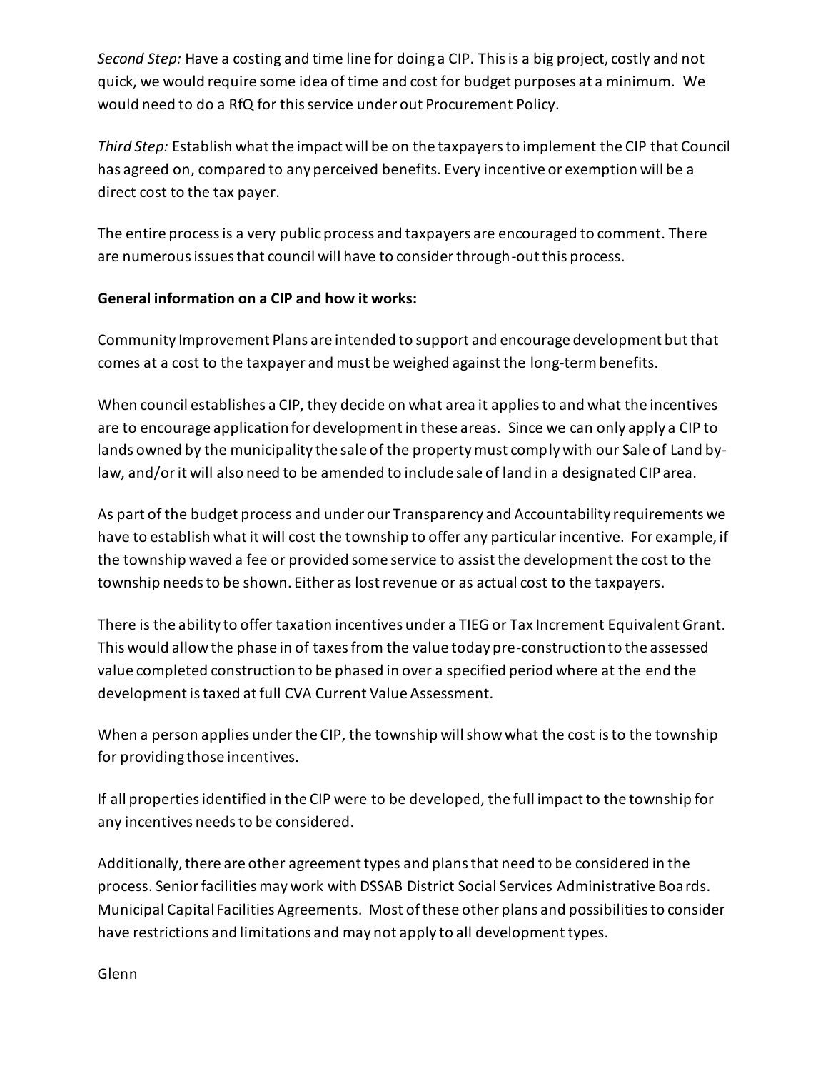*Second Step:* Have a costing and time line for doing a CIP. This is a big project, costly and not quick, we would require some idea of time and cost for budget purposes at a minimum. We would need to do a RfQ for this service under out Procurement Policy.

*Third Step:* Establish what the impact will be on the taxpayers to implement the CIP that Council has agreed on, compared to any perceived benefits. Every incentive or exemption will be a direct cost to the tax payer.

The entire process is a very public process and taxpayers are encouraged to comment. There are numerous issues that council will have to consider through-out this process.

**General information on a CIP and how it works:**

Community Improvement Plans are intended to support and encourage development but that comes at a cost to the taxpayer and must be weighed against the long-term benefits.

When council establishes a CIP, they decide on what area it applies to and what the incentives are to encourage application for development in these areas. Since we can only apply a CIP to lands owned by the municipality the sale of the property must comply with our Sale of Land by-law, and/or it will also need to be amended to include sale of land in a designated CIP area.

As part of the budget process and under our Transparency and Accountability requirements we have to establish what it will cost the township to offer any particular incentive. For example, if the township waved a fee or provided some service to assist the development the cost to the township needs to be shown. Either as lost revenue or as actual cost to the taxpayers.

There is the ability to offer taxation incentives under a TIEG or Tax Increment Equivalent Grant. This would allow the phase in of taxes from the value today pre-construction to the assessed value completed construction to be phased in over a specified period where at the end the development is taxed at full CVA Current Value Assessment.

When a person applies under the CIP, the township will show what the cost is to the township for providing those incentives.

If all properties identified in the CIP were to be developed, the full impact to the township for any incentives needs to be considered.

Additionally, there are other agreement types and plans that need to be considered in the process. Senior facilities may work with DSSAB District Social Services Administrative Boards. Municipal Capital Facilities Agreements. Most of these other plans and possibilities to consider have restrictions and limitations and may not apply to all development types.

Glenn